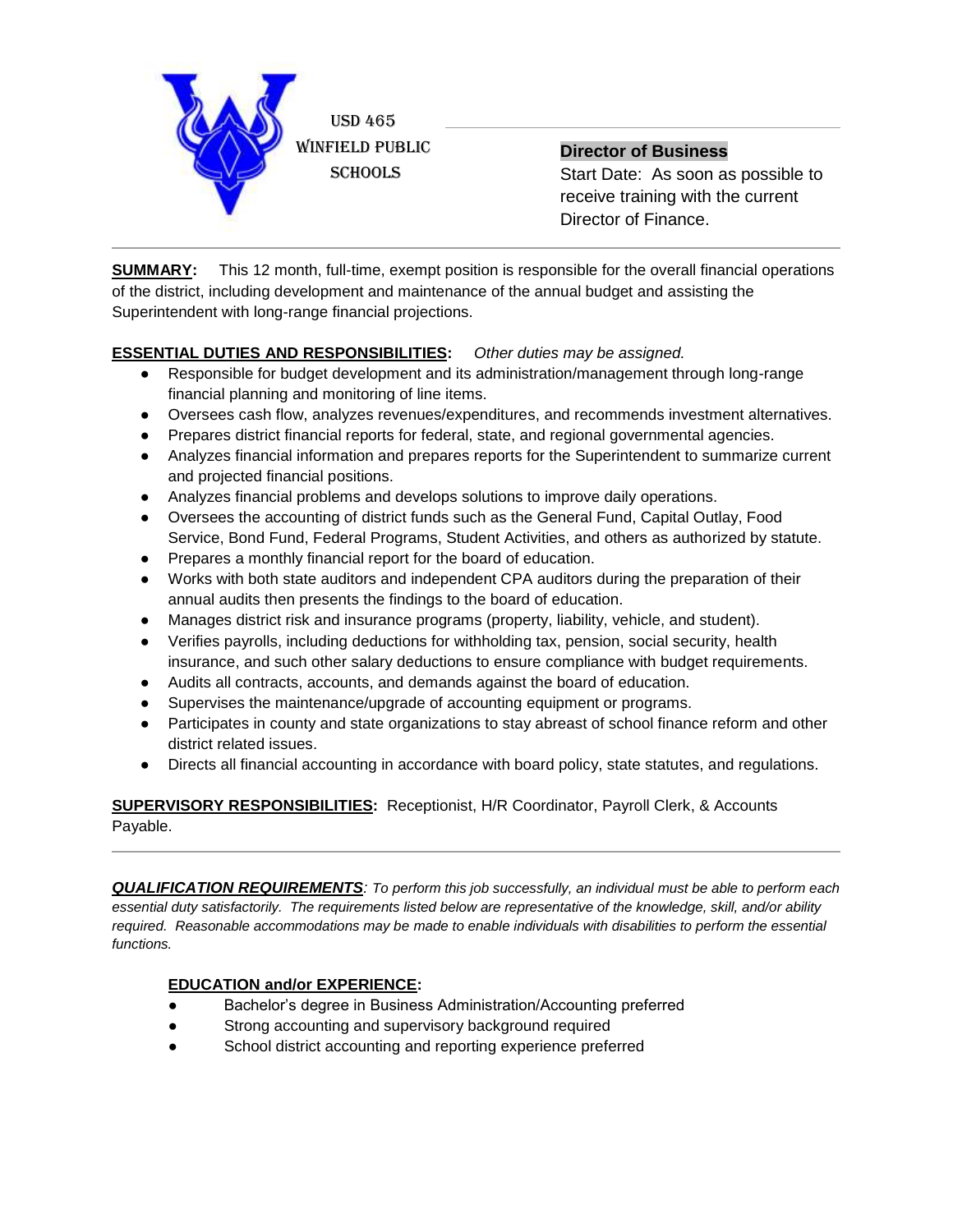USD 465
WINFIELD PUBLIC SCHOOLS

**Director of Business**

Start Date: As soon as possible to receive training with the current Director of Finance.

---

**SUMMARY:** This 12 month, full-time, exempt position is responsible for the overall financial operations of the district, including development and maintenance of the annual budget and assisting the Superintendent with long-range financial projections.

**ESSENTIAL DUTIES AND RESPONSIBILITIES:** *Other duties may be assigned.*

- Responsible for budget development and its administration/management through long-range financial planning and monitoring of line items.
- Oversees cash flow, analyzes revenues/expenditures, and recommends investment alternatives.
- Prepares district financial reports for federal, state, and regional governmental agencies.
- Analyzes financial information and prepares reports for the Superintendent to summarize current and projected financial positions.
- Analyzes financial problems and develops solutions to improve daily operations.
- Oversees the accounting of district funds such as the General Fund, Capital Outlay, Food Service, Bond Fund, Federal Programs, Student Activities, and others as authorized by statute.
- Prepares a monthly financial report for the board of education.
- Works with both state auditors and independent CPA auditors during the preparation of their annual audits then presents the findings to the board of education.
- Manages district risk and insurance programs (property, liability, vehicle, and student).
- Verifies payrolls, including deductions for withholding tax, pension, social security, health insurance, and such other salary deductions to ensure compliance with budget requirements.
- Audits all contracts, accounts, and demands against the board of education.
- Supervises the maintenance/upgrade of accounting equipment or programs.
- Participates in county and state organizations to stay abreast of school finance reform and other district related issues.
- Directs all financial accounting in accordance with board policy, state statutes, and regulations.

**SUPERVISORY RESPONSIBILITIES:** Receptionist, H/R Coordinator, Payroll Clerk, & Accounts Payable.

---

***QUALIFICATION REQUIREMENTS****: To perform this job successfully, an individual must be able to perform each essential duty satisfactorily. The requirements listed below are representative of the knowledge, skill, and/or ability required. Reasonable accommodations may be made to enable individuals with disabilities to perform the essential functions.*

**EDUCATION and/or EXPERIENCE:**

- Bachelor's degree in Business Administration/Accounting preferred
- Strong accounting and supervisory background required
- School district accounting and reporting experience preferred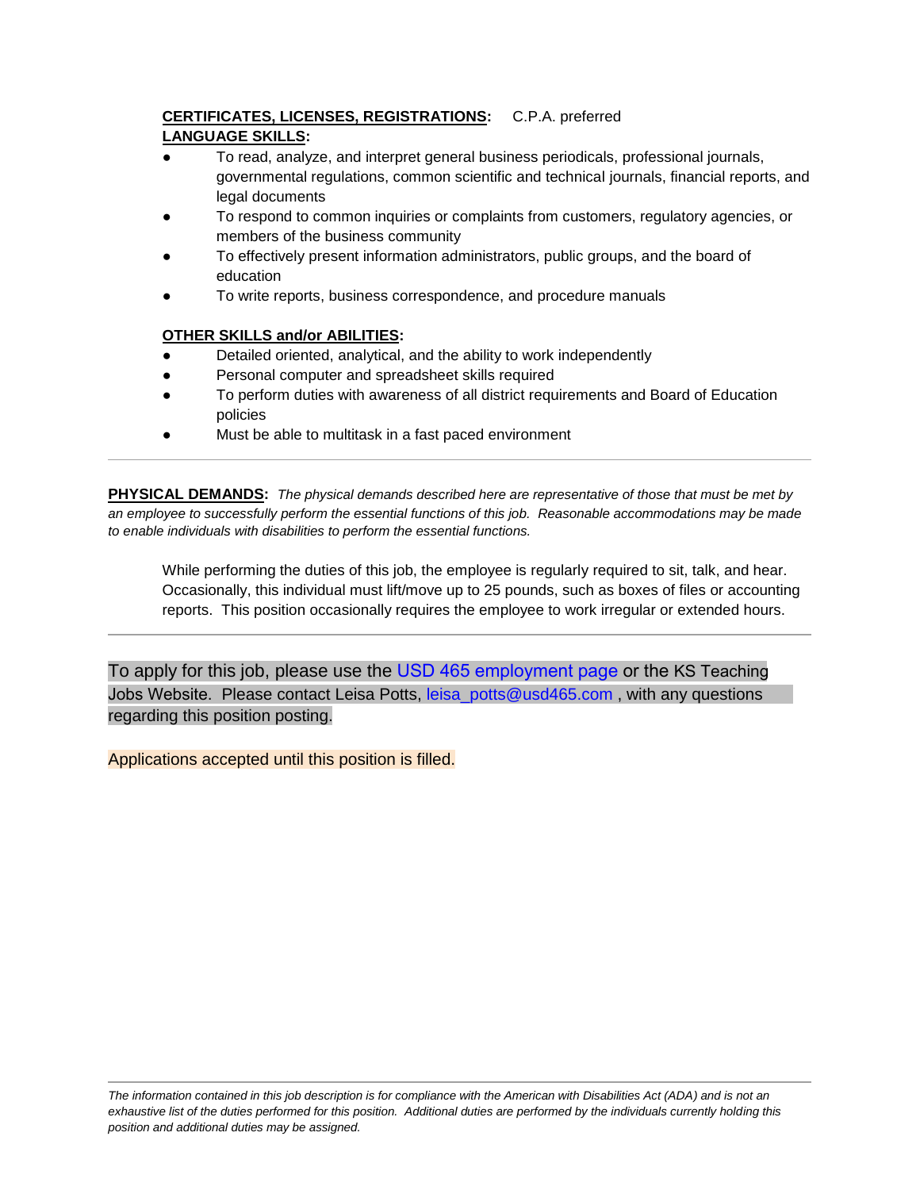**CERTIFICATES, LICENSES, REGISTRATIONS:** C.P.A. preferred

**LANGUAGE SKILLS:**

- To read, analyze, and interpret general business periodicals, professional journals, governmental regulations, common scientific and technical journals, financial reports, and legal documents
- To respond to common inquiries or complaints from customers, regulatory agencies, or members of the business community
- To effectively present information administrators, public groups, and the board of education
- To write reports, business correspondence, and procedure manuals

**OTHER SKILLS and/or ABILITIES:**

- Detailed oriented, analytical, and the ability to work independently
- Personal computer and spreadsheet skills required
- To perform duties with awareness of all district requirements and Board of Education policies
- Must be able to multitask in a fast paced environment

---

**PHYSICAL DEMANDS:** *The physical demands described here are representative of those that must be met by an employee to successfully perform the essential functions of this job. Reasonable accommodations may be made to enable individuals with disabilities to perform the essential functions.*

While performing the duties of this job, the employee is regularly required to sit, talk, and hear. Occasionally, this individual must lift/move up to 25 pounds, such as boxes of files or accounting reports. This position occasionally requires the employee to work irregular or extended hours.

---

To apply for this job, please use the USD 465 employment page or the KS Teaching Jobs Website. Please contact Leisa Potts, leisa_potts@usd465.com , with any questions regarding this position posting.

Applications accepted until this position is filled.

---

*The information contained in this job description is for compliance with the American with Disabilities Act (ADA) and is not an exhaustive list of the duties performed for this position. Additional duties are performed by the individuals currently holding this position and additional duties may be assigned.*